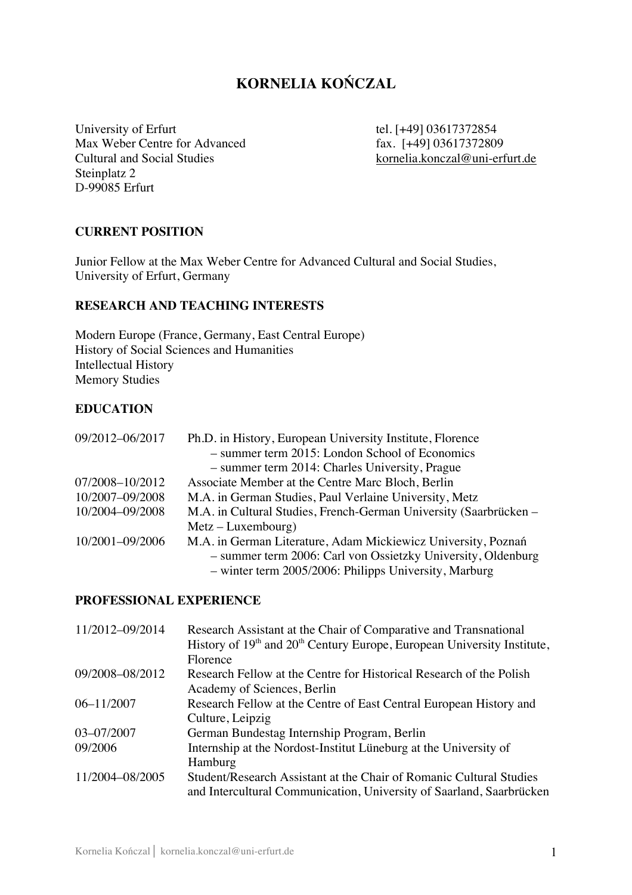# KORNELIA KOŃCZAL

University of Erfurt
Max Weber Centre for Advanced
Cultural and Social Studies
Steinplatz 2
D-99085 Erfurt

tel. [+49] 03617372854
fax. [+49] 03617372809
kornelia.konczal@uni-erfurt.de

## CURRENT POSITION

Junior Fellow at the Max Weber Centre for Advanced Cultural and Social Studies, University of Erfurt, Germany

## RESEARCH AND TEACHING INTERESTS

Modern Europe (France, Germany, East Central Europe)
History of Social Sciences and Humanities
Intellectual History
Memory Studies

## EDUCATION

| | |
|---|---|
| 09/2012–06/2017 | Ph.D. in History, European University Institute, Florence<br>– summer term 2015: London School of Economics<br>– summer term 2014: Charles University, Prague |
| 07/2008–10/2012 | Associate Member at the Centre Marc Bloch, Berlin |
| 10/2007–09/2008 | M.A. in German Studies, Paul Verlaine University, Metz |
| 10/2004–09/2008 | M.A. in Cultural Studies, French-German University (Saarbrücken – Metz – Luxembourg) |
| 10/2001–09/2006 | M.A. in German Literature, Adam Mickiewicz University, Poznań<br>– summer term 2006: Carl von Ossietzky University, Oldenburg<br>– winter term 2005/2006: Philipps University, Marburg |

## PROFESSIONAL EXPERIENCE

| | |
|---|---|
| 11/2012–09/2014 | Research Assistant at the Chair of Comparative and Transnational History of 19th and 20th Century Europe, European University Institute, Florence |
| 09/2008–08/2012 | Research Fellow at the Centre for Historical Research of the Polish Academy of Sciences, Berlin |
| 06–11/2007 | Research Fellow at the Centre of East Central European History and Culture, Leipzig |
| 03–07/2007 | German Bundestag Internship Program, Berlin |
| 09/2006 | Internship at the Nordost-Institut Lüneburg at the University of Hamburg |
| 11/2004–08/2005 | Student/Research Assistant at the Chair of Romanic Cultural Studies and Intercultural Communication, University of Saarland, Saarbrücken |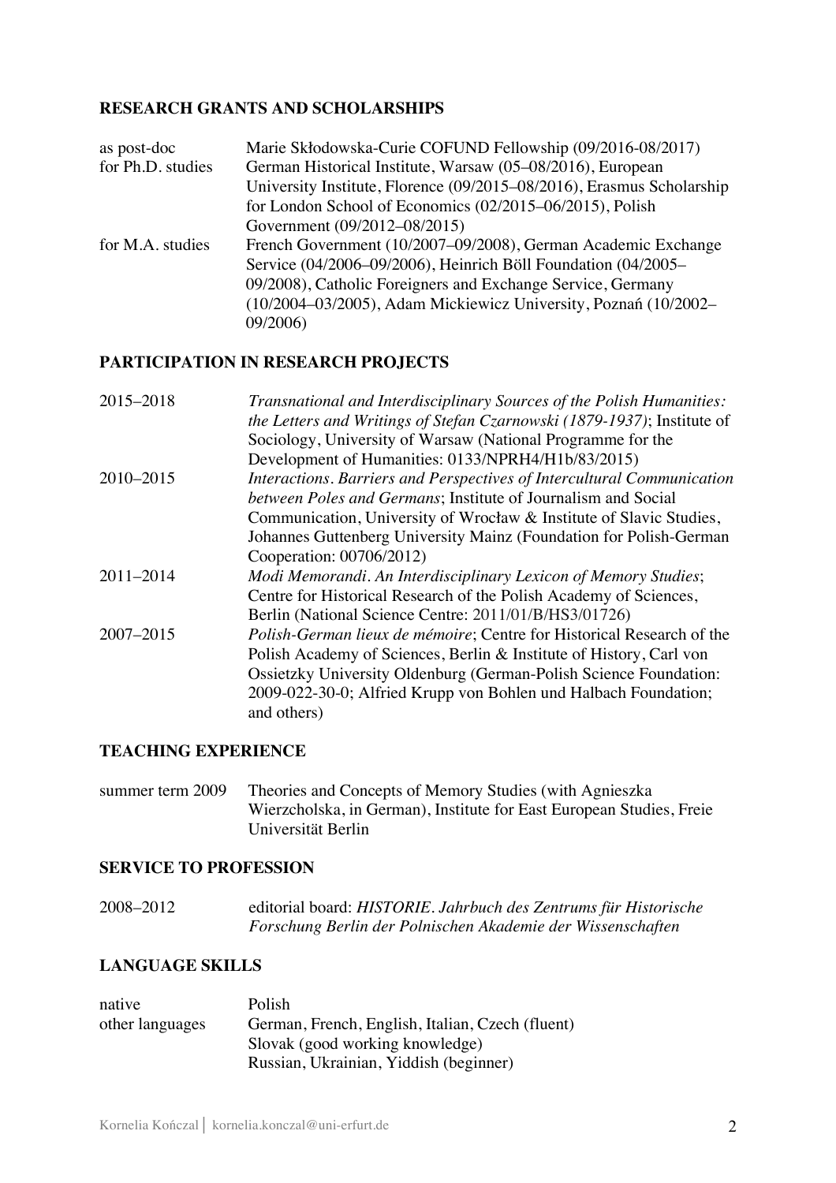## RESEARCH GRANTS AND SCHOLARSHIPS

| | |
|---|---|
| as post-doc | Marie Skłodowska-Curie COFUND Fellowship (09/2016-08/2017) |
| for Ph.D. studies | German Historical Institute, Warsaw (05–08/2016), European University Institute, Florence (09/2015–08/2016), Erasmus Scholarship for London School of Economics (02/2015–06/2015), Polish Government (09/2012–08/2015) |
| for M.A. studies | French Government (10/2007–09/2008), German Academic Exchange Service (04/2006–09/2006), Heinrich Böll Foundation (04/2005–09/2008), Catholic Foreigners and Exchange Service, Germany (10/2004–03/2005), Adam Mickiewicz University, Poznań (10/2002–09/2006) |

## PARTICIPATION IN RESEARCH PROJECTS

| | |
|---|---|
| 2015–2018 | *Transnational and Interdisciplinary Sources of the Polish Humanities: the Letters and Writings of Stefan Czarnowski (1879-1937)*; Institute of Sociology, University of Warsaw (National Programme for the Development of Humanities: 0133/NPRH4/H1b/83/2015) |
| 2010–2015 | *Interactions. Barriers and Perspectives of Intercultural Communication between Poles and Germans*; Institute of Journalism and Social Communication, University of Wrocław & Institute of Slavic Studies, Johannes Guttenberg University Mainz (Foundation for Polish-German Cooperation: 00706/2012) |
| 2011–2014 | *Modi Memorandi. An Interdisciplinary Lexicon of Memory Studies*; Centre for Historical Research of the Polish Academy of Sciences, Berlin (National Science Centre: 2011/01/B/HS3/01726) |
| 2007–2015 | *Polish-German lieux de mémoire*; Centre for Historical Research of the Polish Academy of Sciences, Berlin & Institute of History, Carl von Ossietzky University Oldenburg (German-Polish Science Foundation: 2009-022-30-0; Alfried Krupp von Bohlen und Halbach Foundation; and others) |

## TEACHING EXPERIENCE

| | |
|---|---|
| summer term 2009 | Theories and Concepts of Memory Studies (with Agnieszka Wierzcholska, in German), Institute for East European Studies, Freie Universität Berlin |

## SERVICE TO PROFESSION

| | |
|---|---|
| 2008–2012 | editorial board: *HISTORIE. Jahrbuch des Zentrums für Historische Forschung Berlin der Polnischen Akademie der Wissenschaften* |

## LANGUAGE SKILLS

| | |
|---|---|
| native | Polish |
| other languages | German, French, English, Italian, Czech (fluent)<br>Slovak (good working knowledge)<br>Russian, Ukrainian, Yiddish (beginner) |